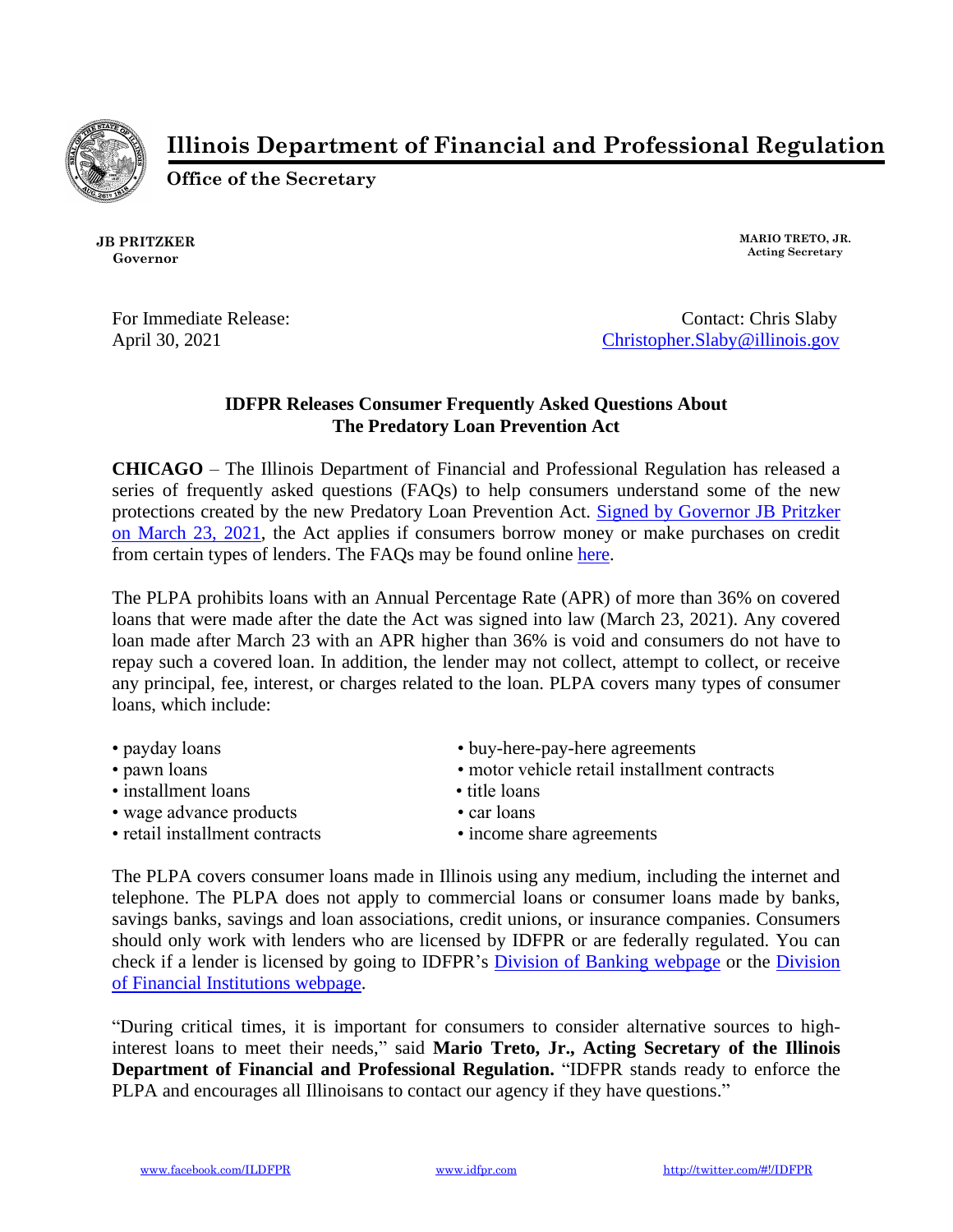# Illinois Department of Financial and Professional Regulation

## Office of the Secretary

**JB PRITZKER**
**Governor**

**MARIO TRETO, JR.**
**Acting Secretary**

For Immediate Release:
April 30, 2021

Contact: Chris Slaby
Christopher.Slaby@illinois.gov

### IDFPR Releases Consumer Frequently Asked Questions About The Predatory Loan Prevention Act

**CHICAGO** – The Illinois Department of Financial and Professional Regulation has released a series of frequently asked questions (FAQs) to help consumers understand some of the new protections created by the new Predatory Loan Prevention Act. Signed by Governor JB Pritzker on March 23, 2021, the Act applies if consumers borrow money or make purchases on credit from certain types of lenders. The FAQs may be found online here.

The PLPA prohibits loans with an Annual Percentage Rate (APR) of more than 36% on covered loans that were made after the date the Act was signed into law (March 23, 2021). Any covered loan made after March 23 with an APR higher than 36% is void and consumers do not have to repay such a covered loan. In addition, the lender may not collect, attempt to collect, or receive any principal, fee, interest, or charges related to the loan. PLPA covers many types of consumer loans, which include:

- payday loans
- pawn loans
- installment loans
- wage advance products
- retail installment contracts
- buy-here-pay-here agreements
- motor vehicle retail installment contracts
- title loans
- car loans
- income share agreements

The PLPA covers consumer loans made in Illinois using any medium, including the internet and telephone. The PLPA does not apply to commercial loans or consumer loans made by banks, savings banks, savings and loan associations, credit unions, or insurance companies. Consumers should only work with lenders who are licensed by IDFPR or are federally regulated. You can check if a lender is licensed by going to IDFPR's Division of Banking webpage or the Division of Financial Institutions webpage.

"During critical times, it is important for consumers to consider alternative sources to high-interest loans to meet their needs," said **Mario Treto, Jr., Acting Secretary of the Illinois Department of Financial and Professional Regulation.** "IDFPR stands ready to enforce the PLPA and encourages all Illinoisans to contact our agency if they have questions."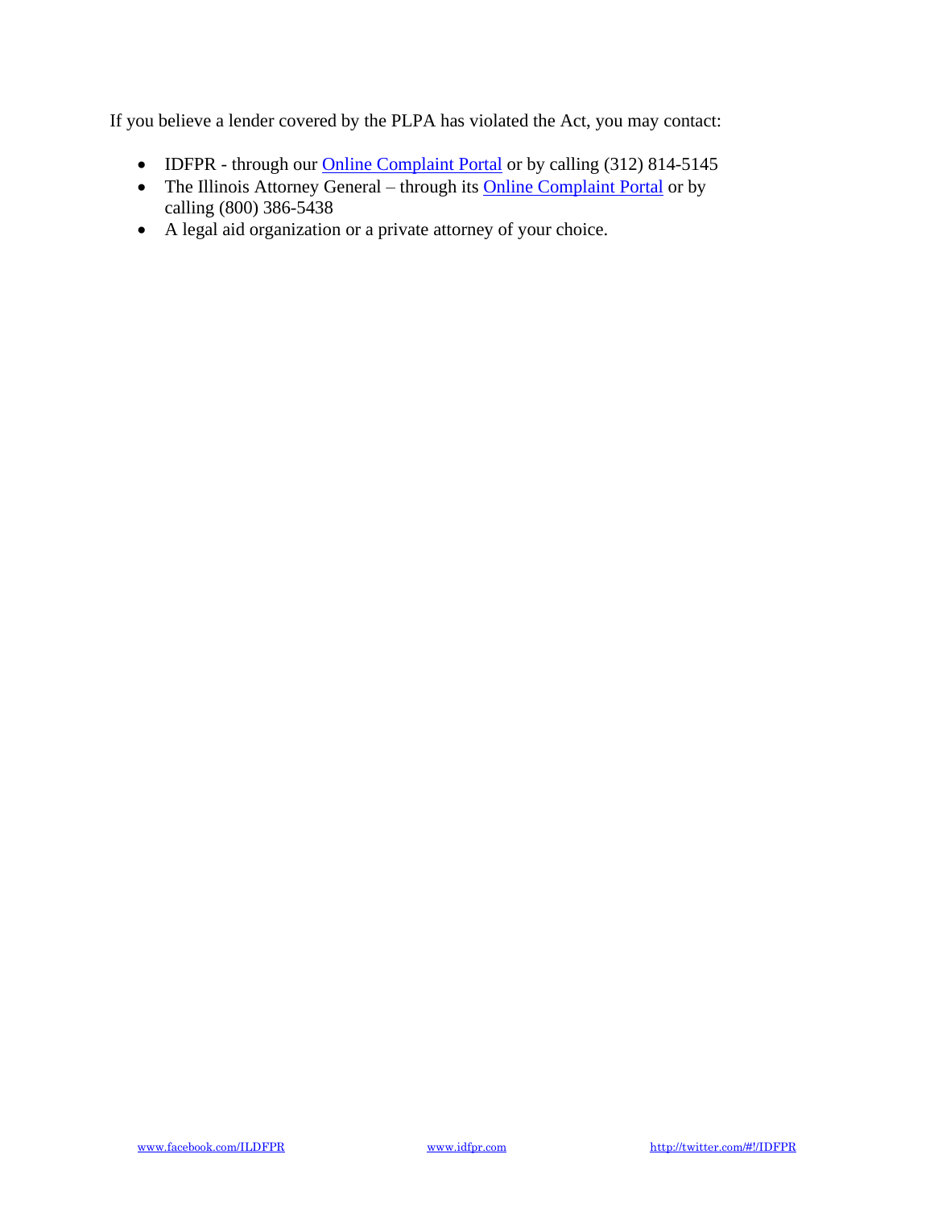If you believe a lender covered by the PLPA has violated the Act, you may contact:

- IDFPR - through our Online Complaint Portal or by calling (312) 814-5145
- The Illinois Attorney General – through its Online Complaint Portal or by calling (800) 386-5438
- A legal aid organization or a private attorney of your choice.